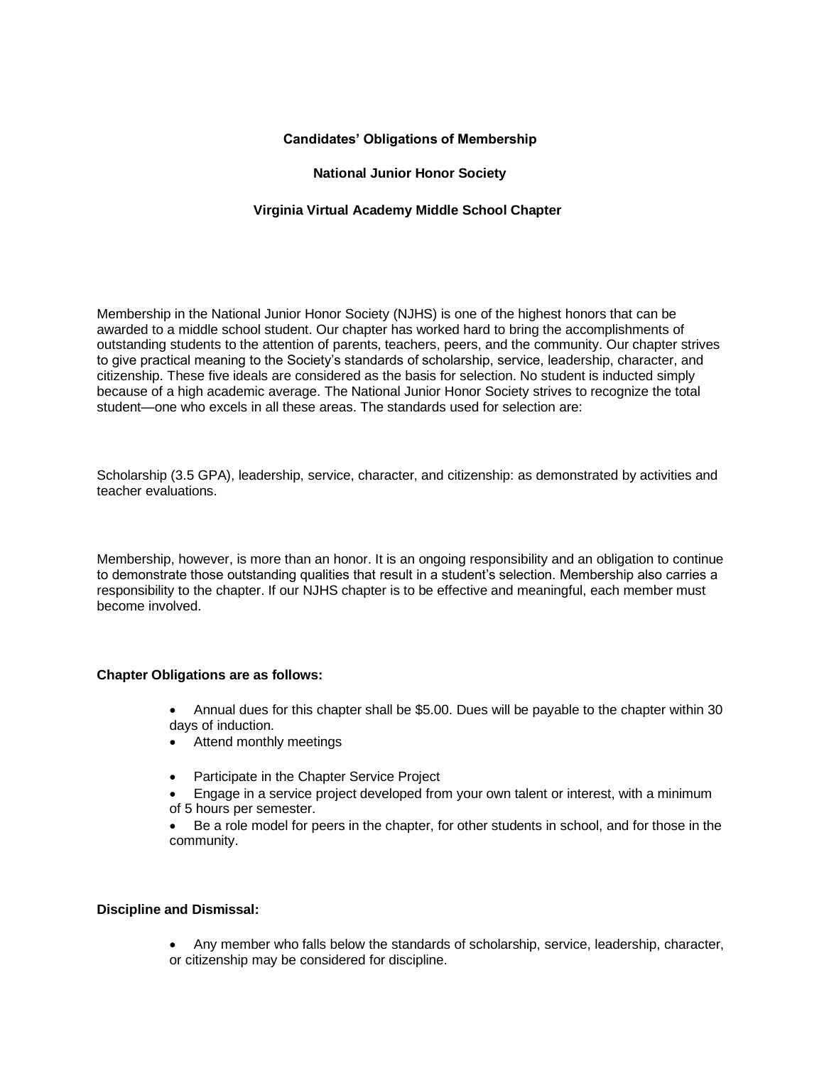**Candidates' Obligations of Membership**

**National Junior Honor Society**

**Virginia Virtual Academy Middle School Chapter**

Membership in the National Junior Honor Society (NJHS) is one of the highest honors that can be awarded to a middle school student. Our chapter has worked hard to bring the accomplishments of outstanding students to the attention of parents, teachers, peers, and the community. Our chapter strives to give practical meaning to the Society's standards of scholarship, service, leadership, character, and citizenship. These five ideals are considered as the basis for selection. No student is inducted simply because of a high academic average. The National Junior Honor Society strives to recognize the total student—one who excels in all these areas. The standards used for selection are:

Scholarship (3.5 GPA), leadership, service, character, and citizenship: as demonstrated by activities and teacher evaluations.

Membership, however, is more than an honor. It is an ongoing responsibility and an obligation to continue to demonstrate those outstanding qualities that result in a student's selection. Membership also carries a responsibility to the chapter. If our NJHS chapter is to be effective and meaningful, each member must become involved.

**Chapter Obligations are as follows:**

- Annual dues for this chapter shall be $5.00. Dues will be payable to the chapter within 30 days of induction.
- Attend monthly meetings
- Participate in the Chapter Service Project
- Engage in a service project developed from your own talent or interest, with a minimum of 5 hours per semester.
- Be a role model for peers in the chapter, for other students in school, and for those in the community.

**Discipline and Dismissal:**

- Any member who falls below the standards of scholarship, service, leadership, character, or citizenship may be considered for discipline.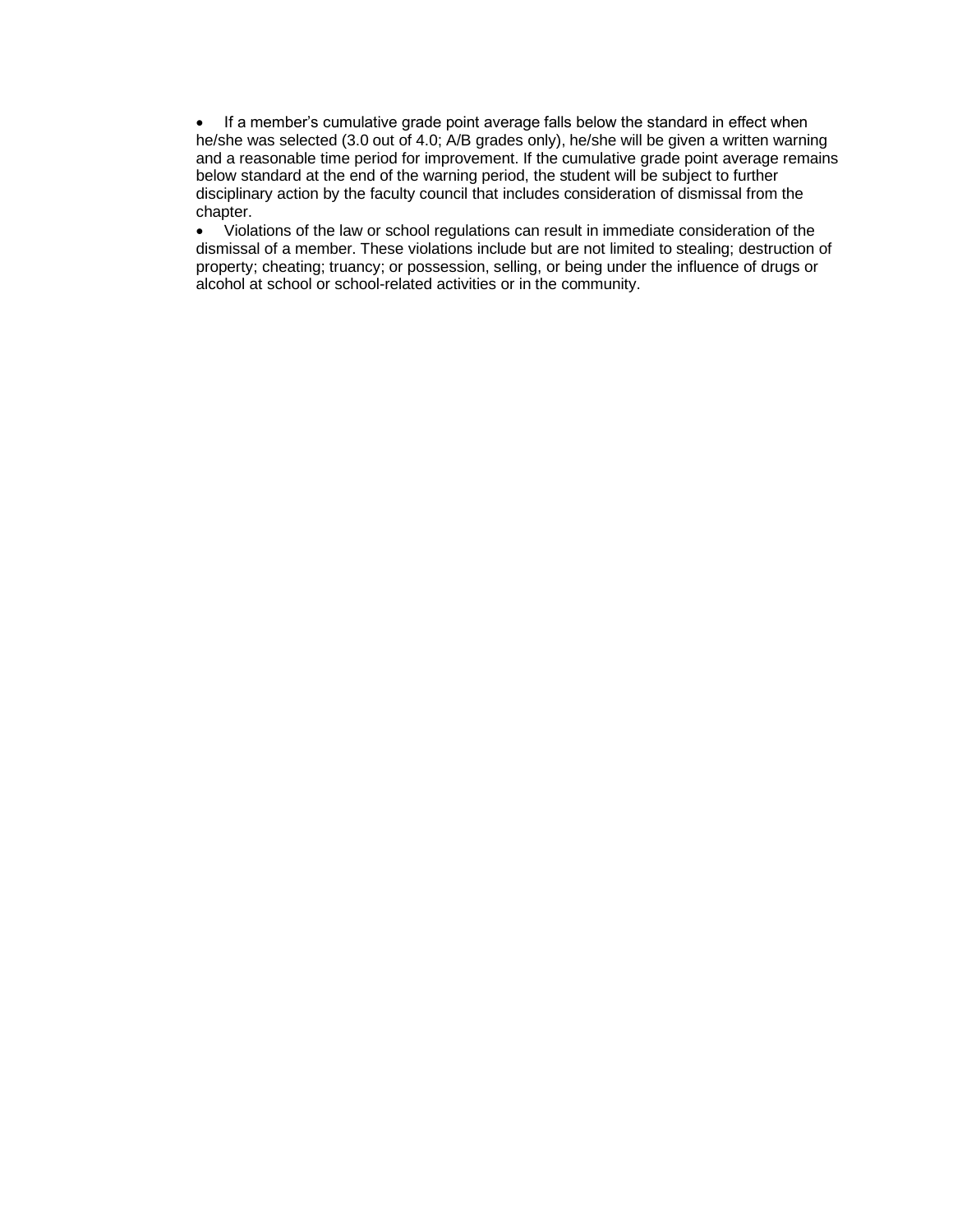- If a member's cumulative grade point average falls below the standard in effect when he/she was selected (3.0 out of 4.0; A/B grades only), he/she will be given a written warning and a reasonable time period for improvement. If the cumulative grade point average remains below standard at the end of the warning period, the student will be subject to further disciplinary action by the faculty council that includes consideration of dismissal from the chapter.
- Violations of the law or school regulations can result in immediate consideration of the dismissal of a member. These violations include but are not limited to stealing; destruction of property; cheating; truancy; or possession, selling, or being under the influence of drugs or alcohol at school or school-related activities or in the community.